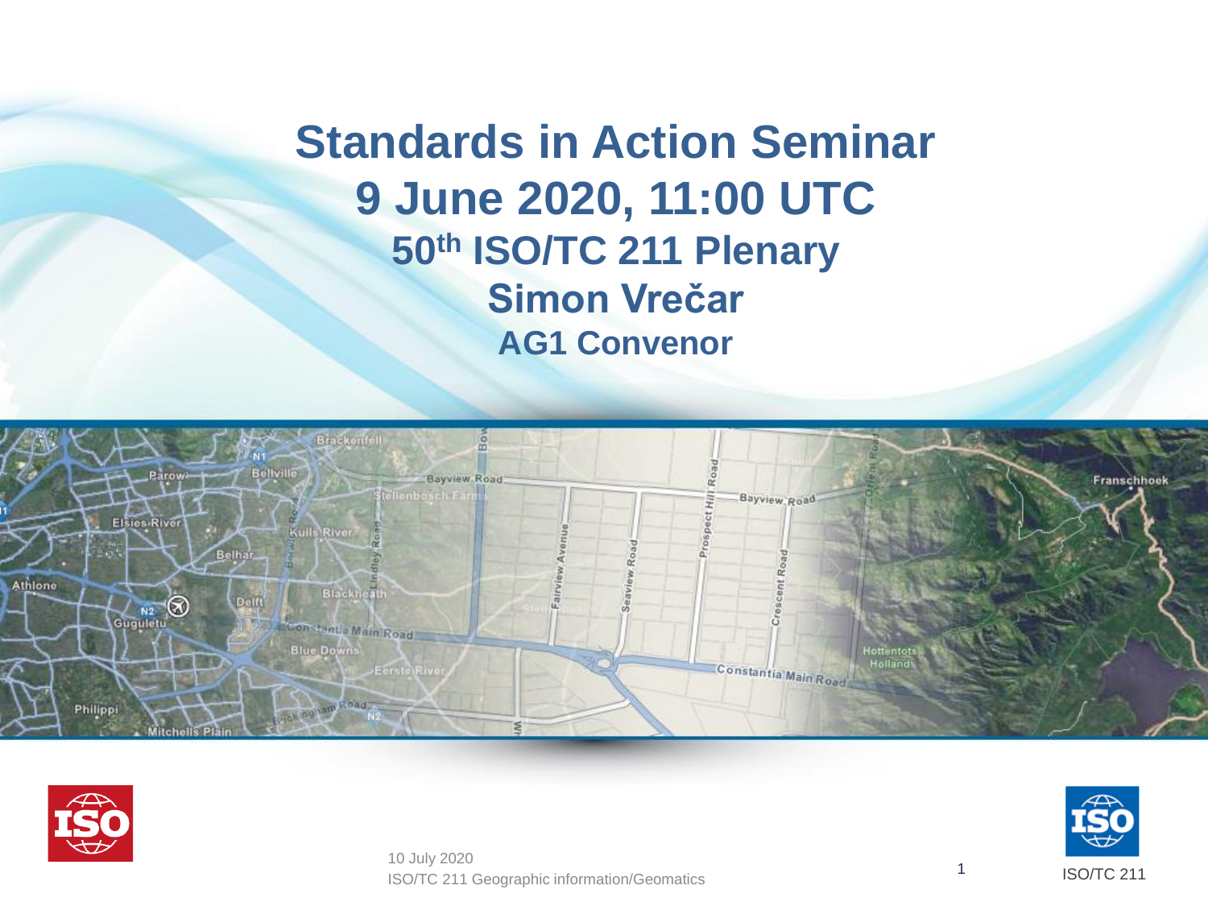# Standards in Action Seminar

# 9 June 2020, 11:00 UTC

## 50th ISO/TC 211 Plenary

## Simon Vrečar

### AG1 Convenor

10 July 2020
ISO/TC 211 Geographic information/Geomatics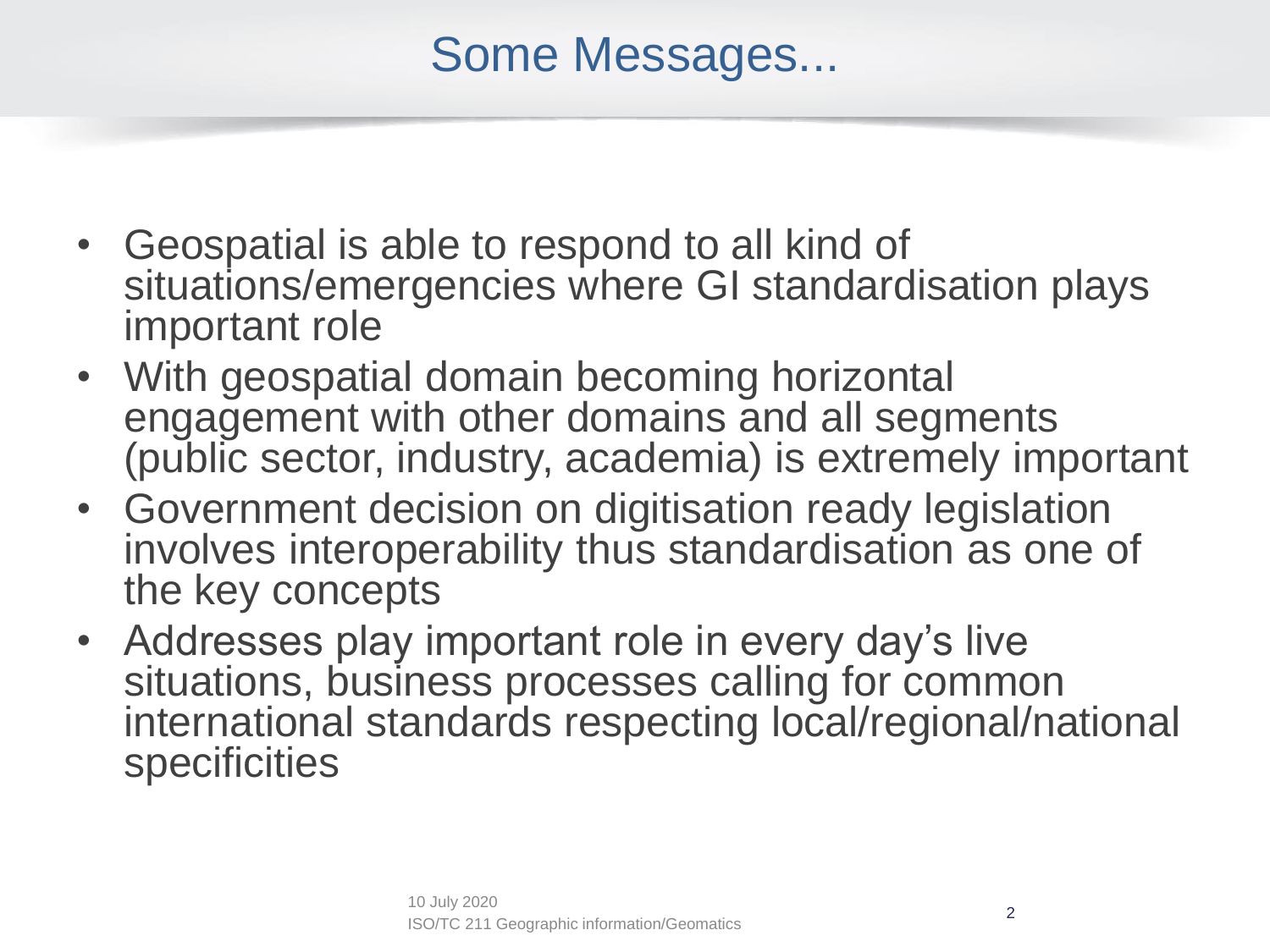# Some Messages...

- Geospatial is able to respond to all kind of situations/emergencies where GI standardisation plays important role
- With geospatial domain becoming horizontal engagement with other domains and all segments (public sector, industry, academia) is extremely important
- Government decision on digitisation ready legislation involves interoperability thus standardisation as one of the key concepts
- Addresses play important role in every day's live situations, business processes calling for common international standards respecting local/regional/national specificities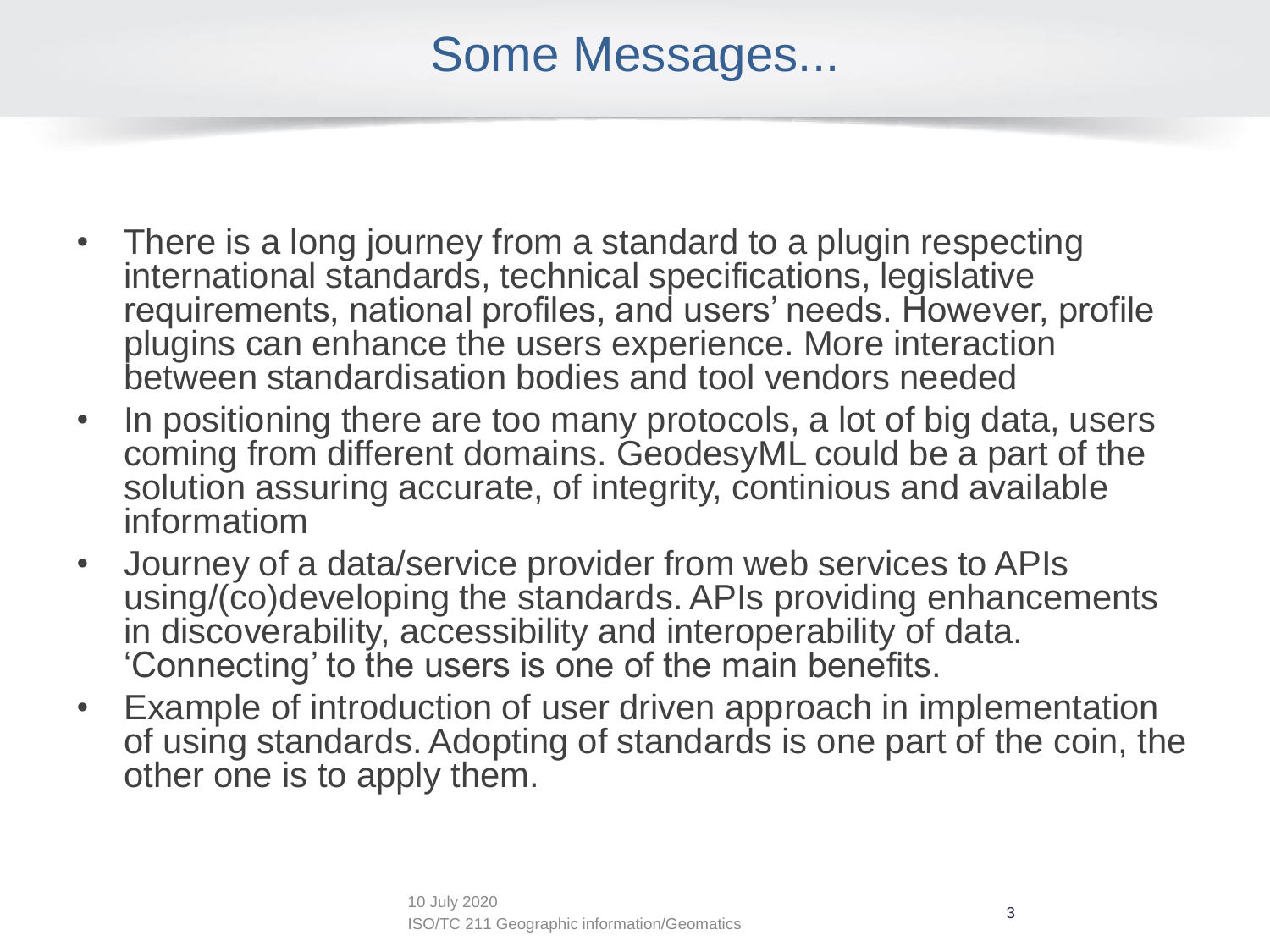# Some Messages...

- There is a long journey from a standard to a plugin respecting international standards, technical specifications, legislative requirements, national profiles, and users' needs. However, profile plugins can enhance the users experience. More interaction between standardisation bodies and tool vendors needed
- In positioning there are too many protocols, a lot of big data, users coming from different domains. GeodesyML could be a part of the solution assuring accurate, of integrity, continious and available informatiom
- Journey of a data/service provider from web services to APIs using/(co)developing the standards. APIs providing enhancements in discoverability, accessibility and interoperability of data. 'Connecting' to the users is one of the main benefits.
- Example of introduction of user driven approach in implementation of using standards. Adopting of standards is one part of the coin, the other one is to apply them.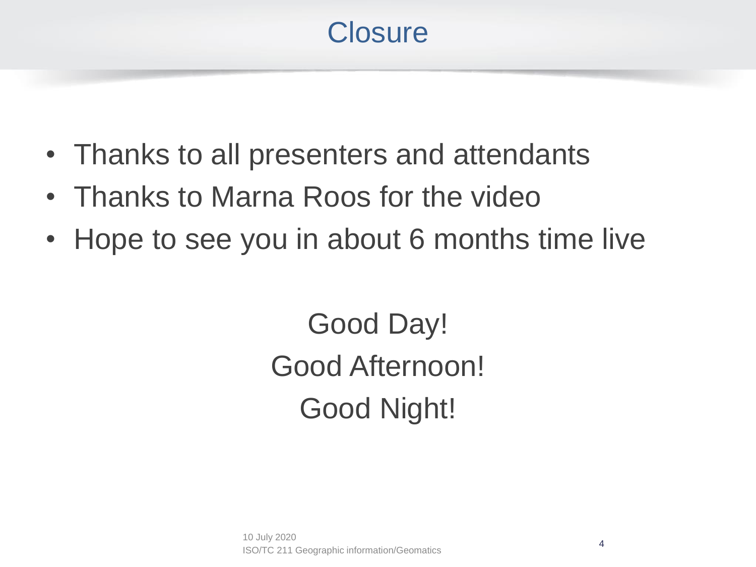# Closure

- Thanks to all presenters and attendants
- Thanks to Marna Roos for the video
- Hope to see you in about 6 months time live

Good Day!

Good Afternoon!

Good Night!